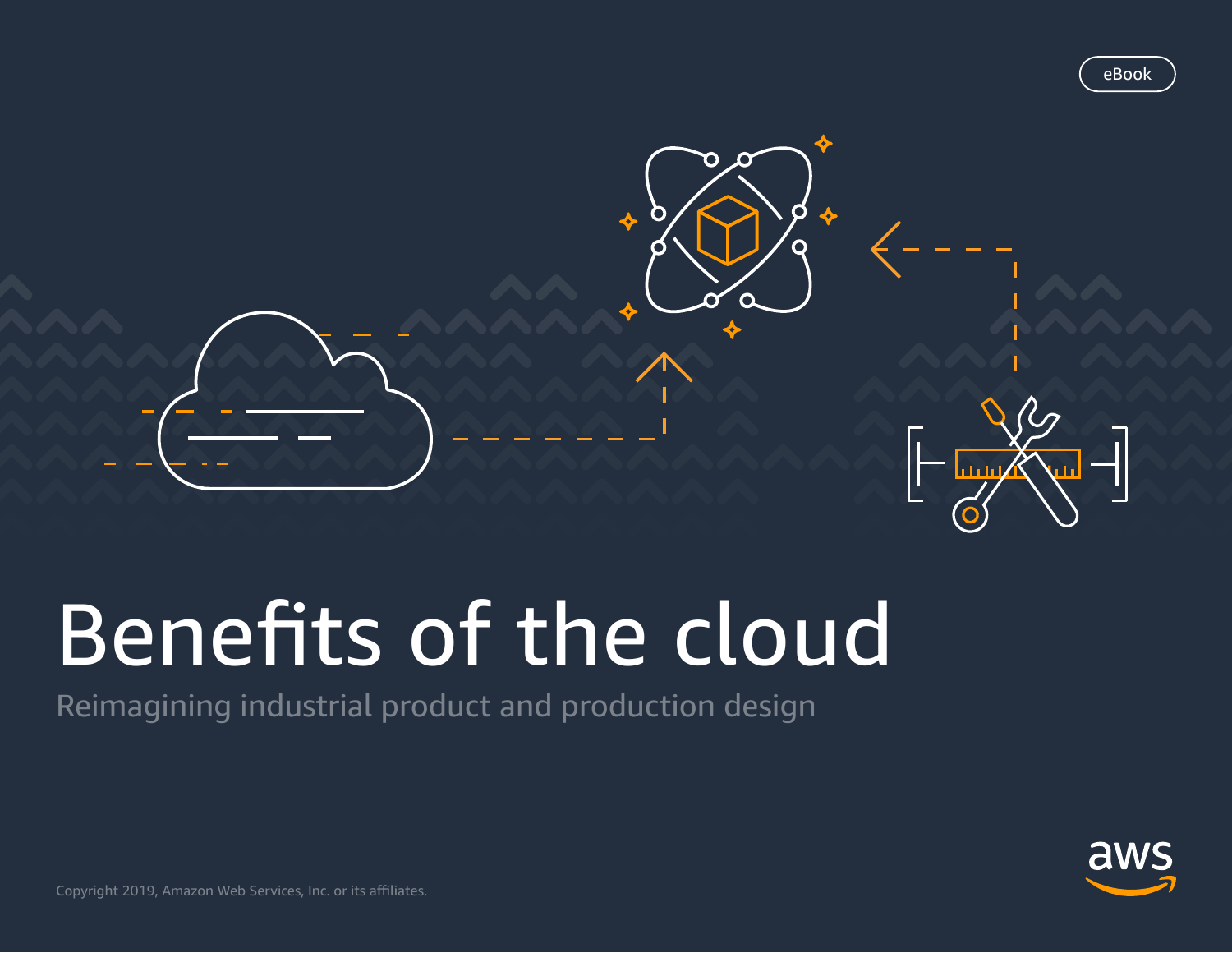eBook

# Benefits of the cloud

Reimagining industrial product and production design

Copyright 2019, Amazon Web Services, Inc. or its affiliates.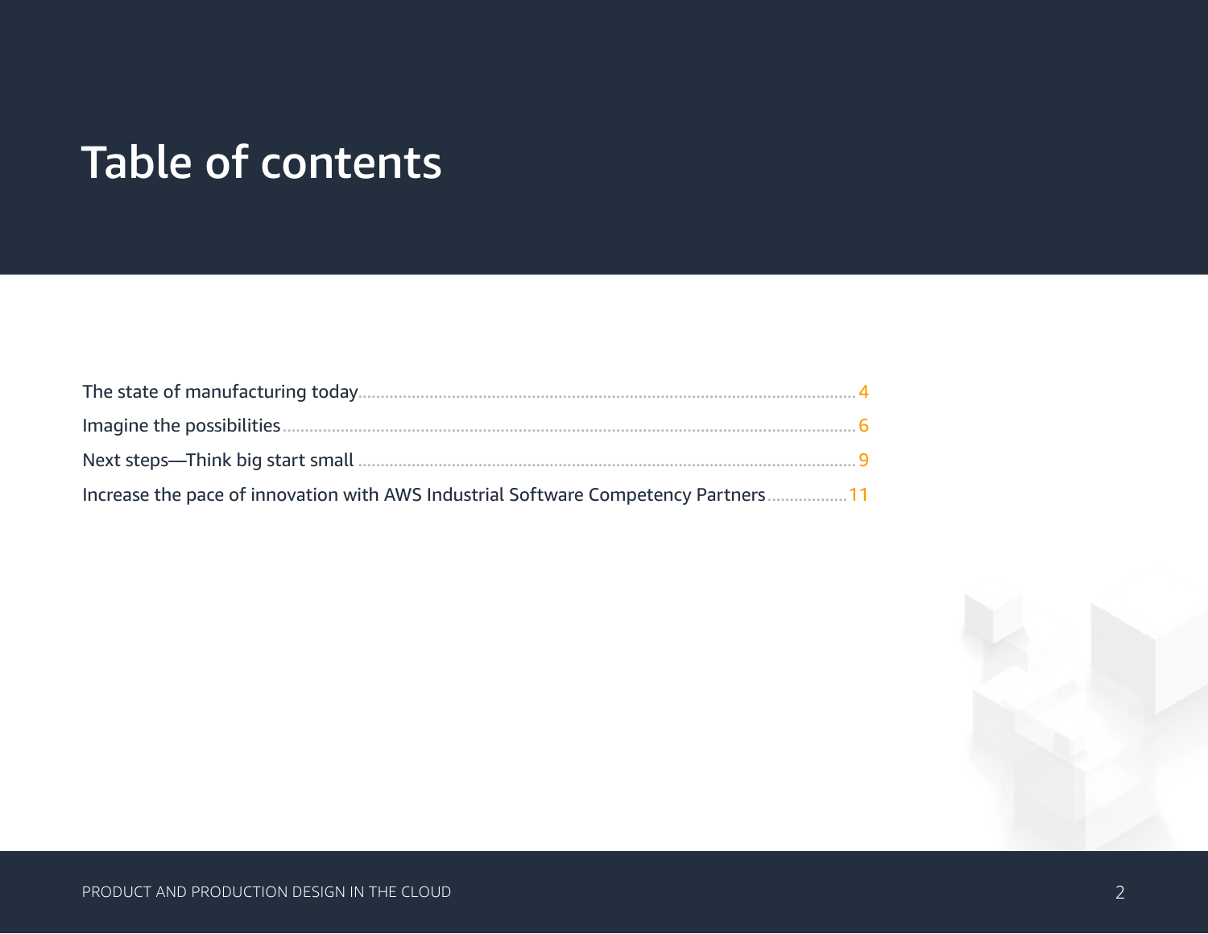# Table of contents

The state of manufacturing today.......... 4

Imagine the possibilities.......... 6

Next steps—Think big start small .......... 9

Increase the pace of innovation with AWS Industrial Software Competency Partners.......... 11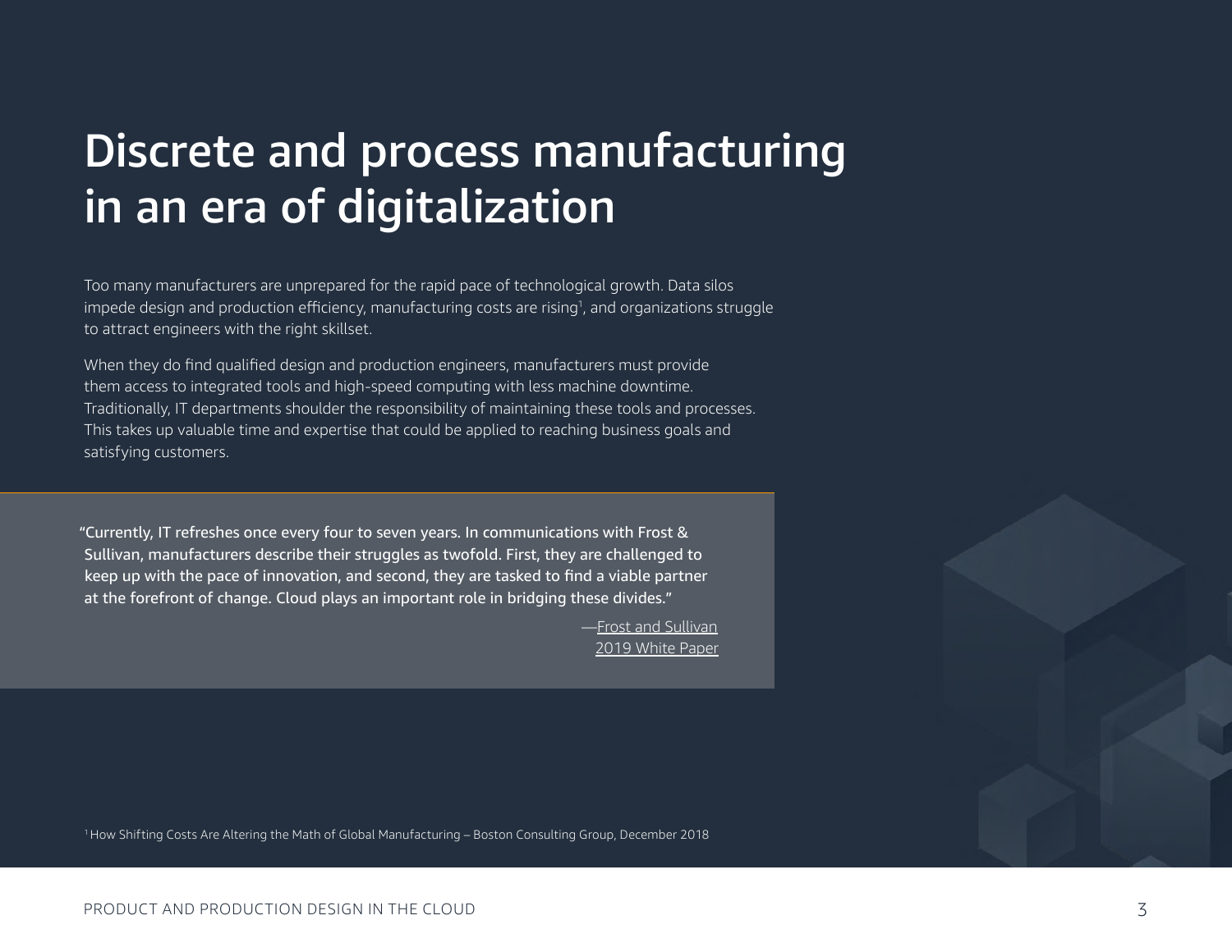# Discrete and process manufacturing in an era of digitalization

Too many manufacturers are unprepared for the rapid pace of technological growth. Data silos impede design and production efficiency, manufacturing costs are rising[1], and organizations struggle to attract engineers with the right skillset.

When they do find qualified design and production engineers, manufacturers must provide them access to integrated tools and high-speed computing with less machine downtime. Traditionally, IT departments shoulder the responsibility of maintaining these tools and processes. This takes up valuable time and expertise that could be applied to reaching business goals and satisfying customers.

> "Currently, IT refreshes once every four to seven years. In communications with Frost & Sullivan, manufacturers describe their struggles as twofold. First, they are challenged to keep up with the pace of innovation, and second, they are tasked to find a viable partner at the forefront of change. Cloud plays an important role in bridging these divides."
>
> —Frost and Sullivan 2019 White Paper

[1] How Shifting Costs Are Altering the Math of Global Manufacturing – Boston Consulting Group, December 2018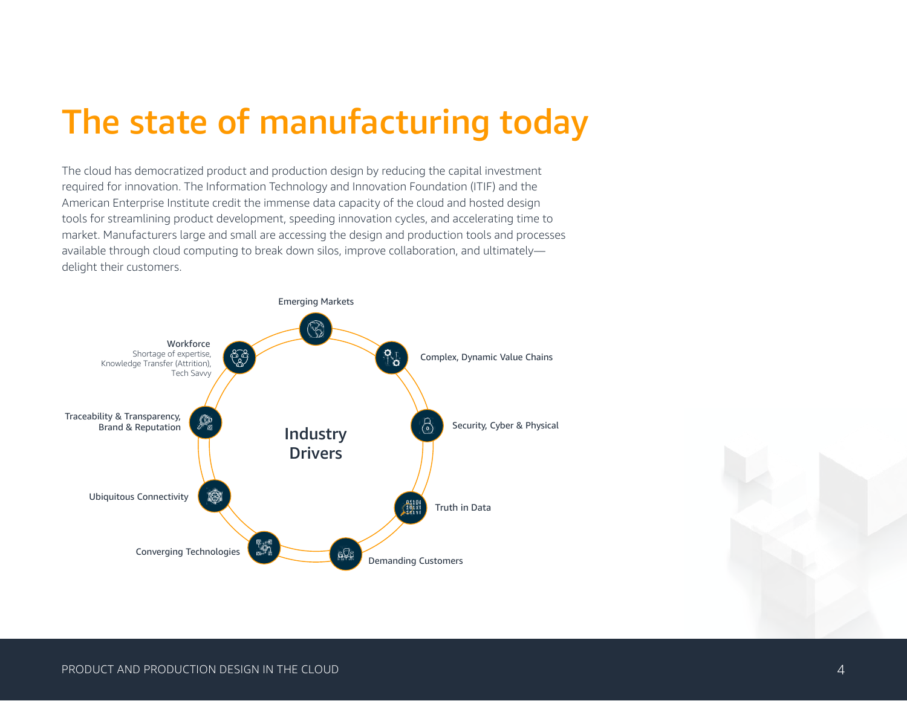# The state of manufacturing today

The cloud has democratized product and production design by reducing the capital investment required for innovation. The Information Technology and Innovation Foundation (ITIF) and the American Enterprise Institute credit the immense data capacity of the cloud and hosted design tools for streamlining product development, speeding innovation cycles, and accelerating time to market. Manufacturers large and small are accessing the design and production tools and processes available through cloud computing to break down silos, improve collaboration, and ultimately—delight their customers.

**Industry Drivers**

- Emerging Markets
- Complex, Dynamic Value Chains
- Security, Cyber & Physical
- Truth in Data
- Demanding Customers
- Converging Technologies
- Ubiquitous Connectivity
- Traceability & Transparency, Brand & Reputation
- Workforce: Shortage of expertise, Knowledge Transfer (Attrition), Tech Savvy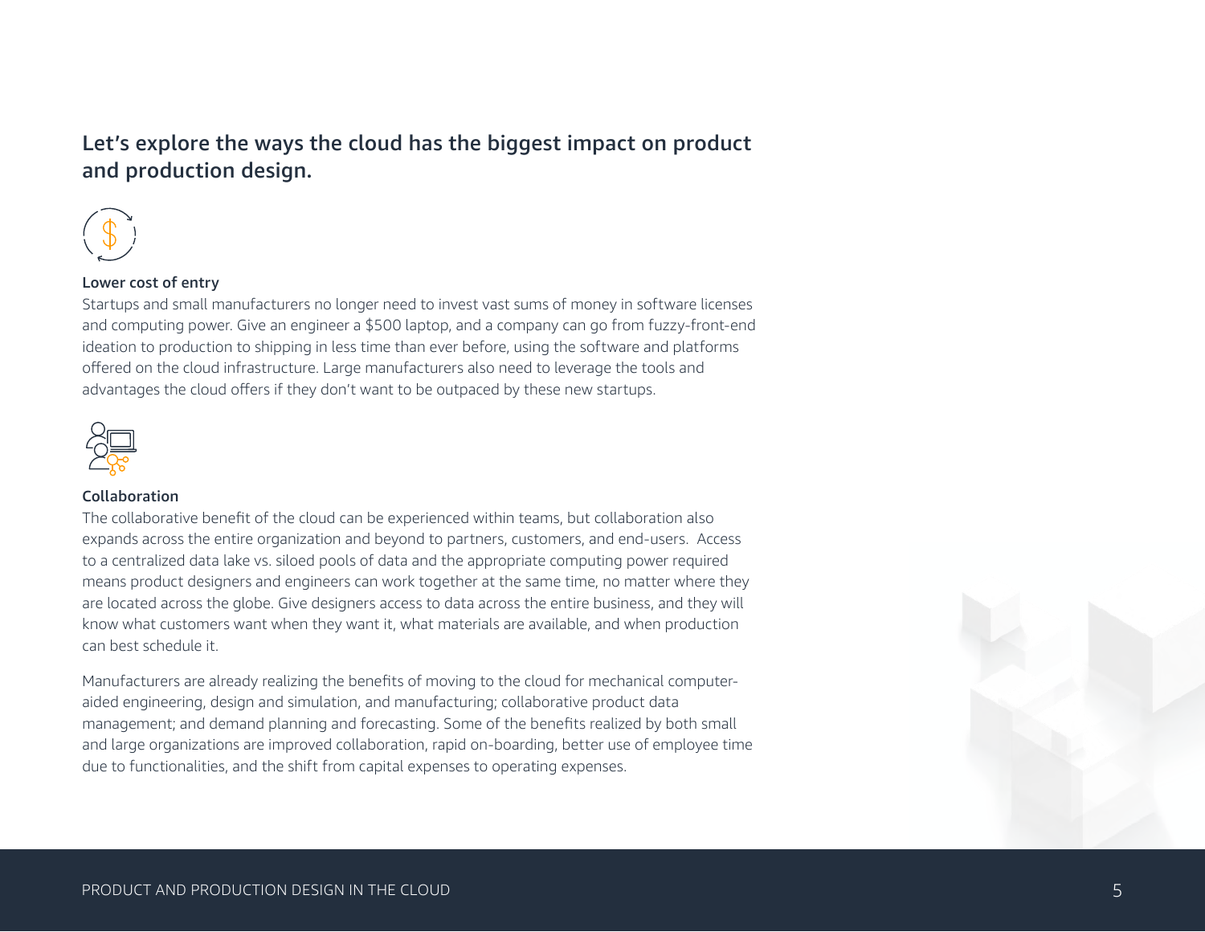## Let's explore the ways the cloud has the biggest impact on product and production design.

### Lower cost of entry

Startups and small manufacturers no longer need to invest vast sums of money in software licenses and computing power. Give an engineer a $500 laptop, and a company can go from fuzzy-front-end ideation to production to shipping in less time than ever before, using the software and platforms offered on the cloud infrastructure. Large manufacturers also need to leverage the tools and advantages the cloud offers if they don't want to be outpaced by these new startups.

### Collaboration

The collaborative benefit of the cloud can be experienced within teams, but collaboration also expands across the entire organization and beyond to partners, customers, and end-users. Access to a centralized data lake vs. siloed pools of data and the appropriate computing power required means product designers and engineers can work together at the same time, no matter where they are located across the globe. Give designers access to data across the entire business, and they will know what customers want when they want it, what materials are available, and when production can best schedule it.

Manufacturers are already realizing the benefits of moving to the cloud for mechanical computer-aided engineering, design and simulation, and manufacturing; collaborative product data management; and demand planning and forecasting. Some of the benefits realized by both small and large organizations are improved collaboration, rapid on-boarding, better use of employee time due to functionalities, and the shift from capital expenses to operating expenses.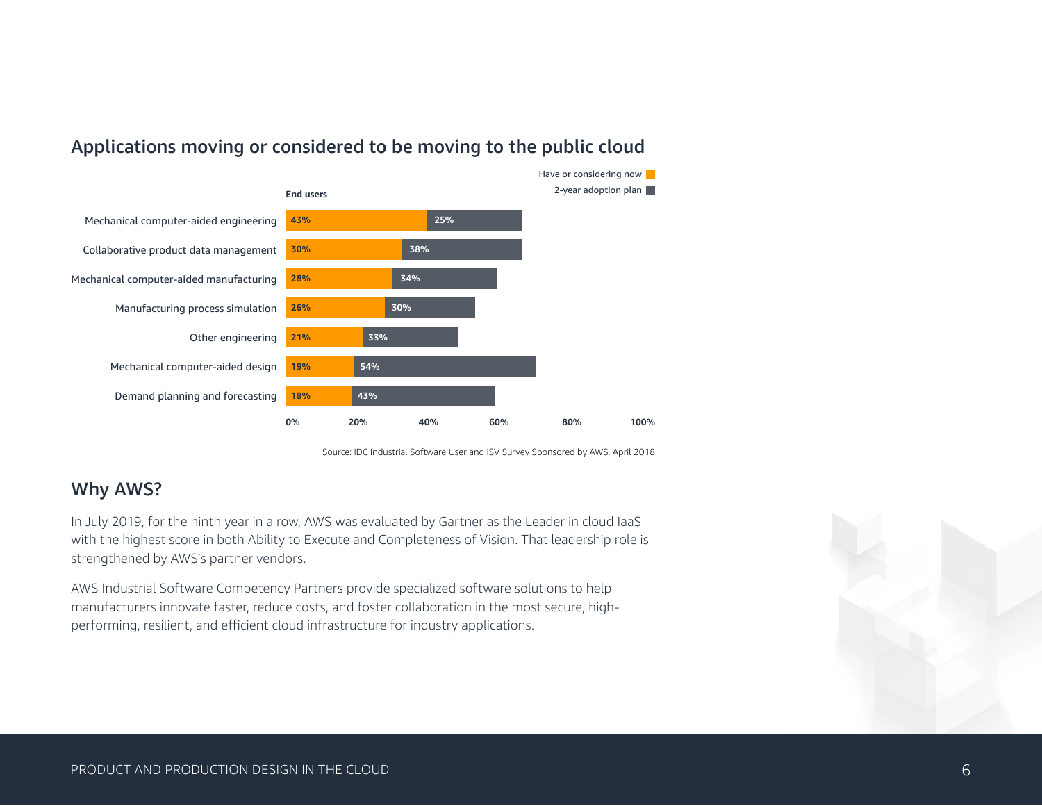## Applications moving or considered to be moving to the public cloud

End users

| Application | Have or considering now | 2-year adoption plan |
|---|---|---|
| Mechanical computer-aided engineering | 43% | 25% |
| Collaborative product data management | 30% | 38% |
| Mechanical computer-aided manufacturing | 28% | 34% |
| Manufacturing process simulation | 26% | 30% |
| Other engineering | 21% | 33% |
| Mechanical computer-aided design | 19% | 54% |
| Demand planning and forecasting | 18% | 43% |

Source: IDC Industrial Software User and ISV Survey Sponsored by AWS, April 2018

## Why AWS?

In July 2019, for the ninth year in a row, AWS was evaluated by Gartner as the Leader in cloud IaaS with the highest score in both Ability to Execute and Completeness of Vision. That leadership role is strengthened by AWS's partner vendors.

AWS Industrial Software Competency Partners provide specialized software solutions to help manufacturers innovate faster, reduce costs, and foster collaboration in the most secure, high-performing, resilient, and efficient cloud infrastructure for industry applications.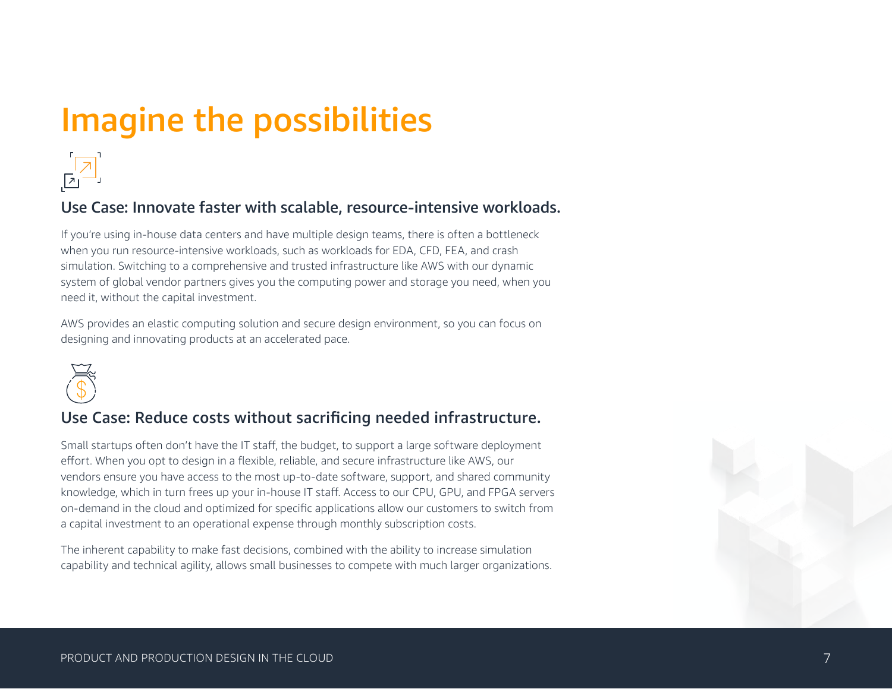# Imagine the possibilities

### Use Case: Innovate faster with scalable, resource-intensive workloads.

If you're using in-house data centers and have multiple design teams, there is often a bottleneck when you run resource-intensive workloads, such as workloads for EDA, CFD, FEA, and crash simulation. Switching to a comprehensive and trusted infrastructure like AWS with our dynamic system of global vendor partners gives you the computing power and storage you need, when you need it, without the capital investment.

AWS provides an elastic computing solution and secure design environment, so you can focus on designing and innovating products at an accelerated pace.

### Use Case: Reduce costs without sacrificing needed infrastructure.

Small startups often don't have the IT staff, the budget, to support a large software deployment effort. When you opt to design in a flexible, reliable, and secure infrastructure like AWS, our vendors ensure you have access to the most up-to-date software, support, and shared community knowledge, which in turn frees up your in-house IT staff. Access to our CPU, GPU, and FPGA servers on-demand in the cloud and optimized for specific applications allow our customers to switch from a capital investment to an operational expense through monthly subscription costs.

The inherent capability to make fast decisions, combined with the ability to increase simulation capability and technical agility, allows small businesses to compete with much larger organizations.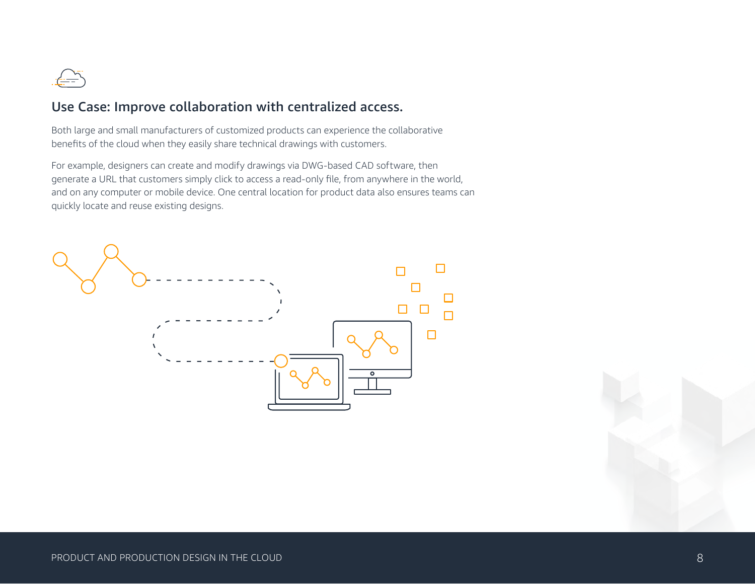## Use Case: Improve collaboration with centralized access.

Both large and small manufacturers of customized products can experience the collaborative benefits of the cloud when they easily share technical drawings with customers.

For example, designers can create and modify drawings via DWG-based CAD software, then generate a URL that customers simply click to access a read-only file, from anywhere in the world, and on any computer or mobile device. One central location for product data also ensures teams can quickly locate and reuse existing designs.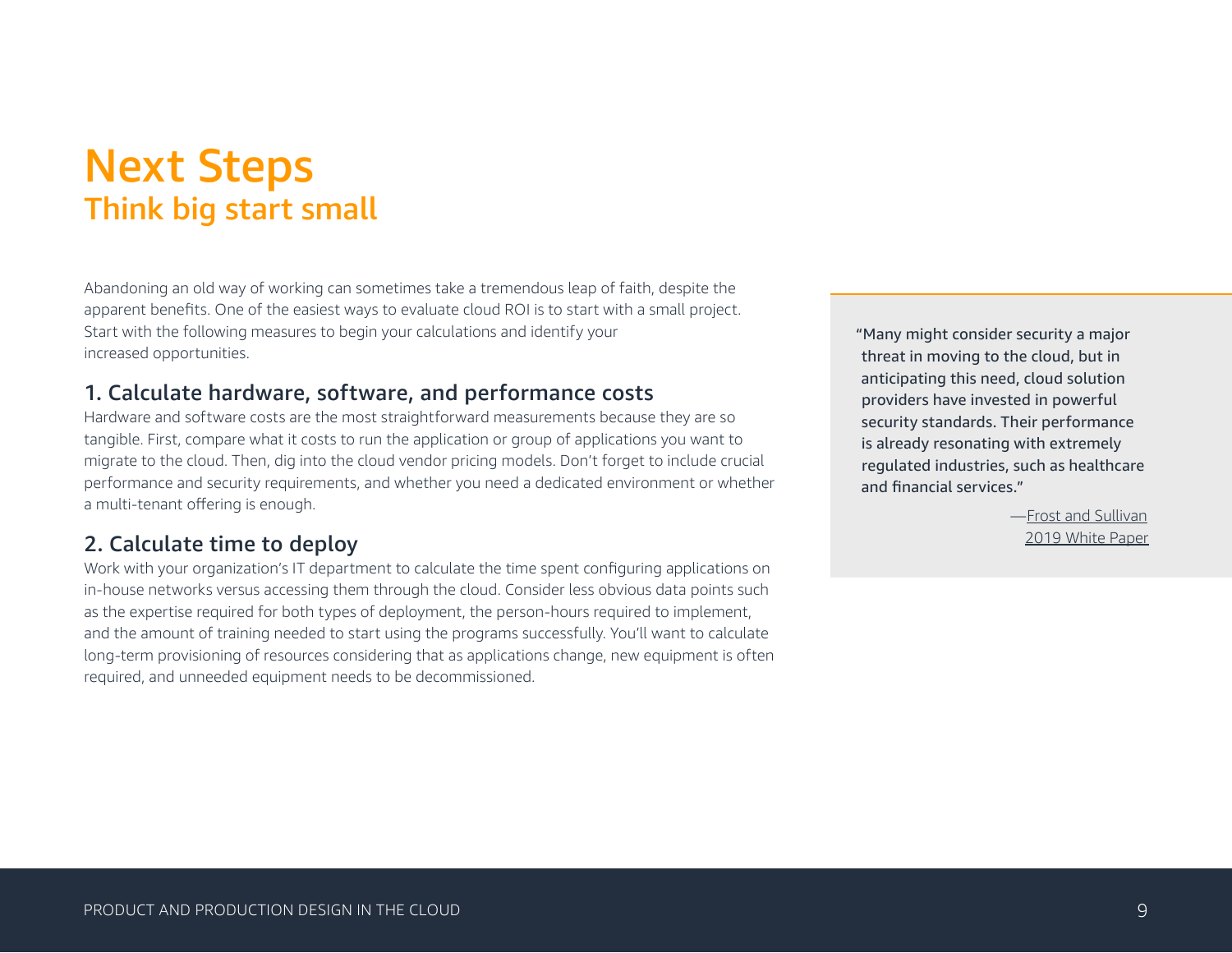# Next Steps

## Think big start small

Abandoning an old way of working can sometimes take a tremendous leap of faith, despite the apparent benefits. One of the easiest ways to evaluate cloud ROI is to start with a small project. Start with the following measures to begin your calculations and identify your increased opportunities.

### 1. Calculate hardware, software, and performance costs

Hardware and software costs are the most straightforward measurements because they are so tangible. First, compare what it costs to run the application or group of applications you want to migrate to the cloud. Then, dig into the cloud vendor pricing models. Don't forget to include crucial performance and security requirements, and whether you need a dedicated environment or whether a multi-tenant offering is enough.

### 2. Calculate time to deploy

Work with your organization's IT department to calculate the time spent configuring applications on in-house networks versus accessing them through the cloud. Consider less obvious data points such as the expertise required for both types of deployment, the person-hours required to implement, and the amount of training needed to start using the programs successfully. You'll want to calculate long-term provisioning of resources considering that as applications change, new equipment is often required, and unneeded equipment needs to be decommissioned.

> "Many might consider security a major threat in moving to the cloud, but in anticipating this need, cloud solution providers have invested in powerful security standards. Their performance is already resonating with extremely regulated industries, such as healthcare and financial services."
>
> —Frost and Sullivan 2019 White Paper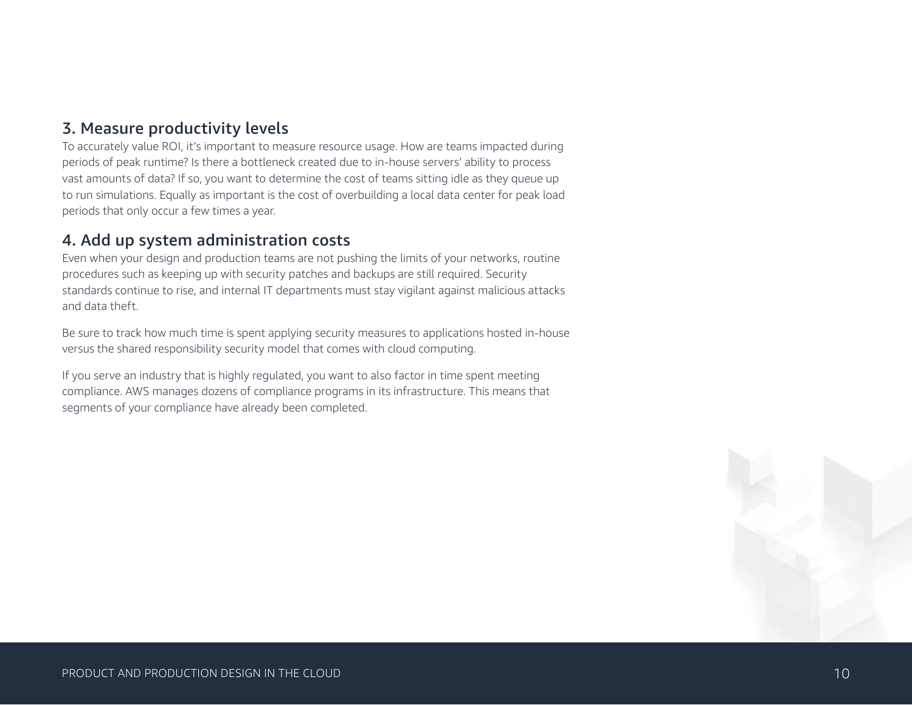## 3. Measure productivity levels

To accurately value ROI, it's important to measure resource usage. How are teams impacted during periods of peak runtime? Is there a bottleneck created due to in-house servers' ability to process vast amounts of data? If so, you want to determine the cost of teams sitting idle as they queue up to run simulations. Equally as important is the cost of overbuilding a local data center for peak load periods that only occur a few times a year.

## 4. Add up system administration costs

Even when your design and production teams are not pushing the limits of your networks, routine procedures such as keeping up with security patches and backups are still required. Security standards continue to rise, and internal IT departments must stay vigilant against malicious attacks and data theft.

Be sure to track how much time is spent applying security measures to applications hosted in-house versus the shared responsibility security model that comes with cloud computing.

If you serve an industry that is highly regulated, you want to also factor in time spent meeting compliance. AWS manages dozens of compliance programs in its infrastructure. This means that segments of your compliance have already been completed.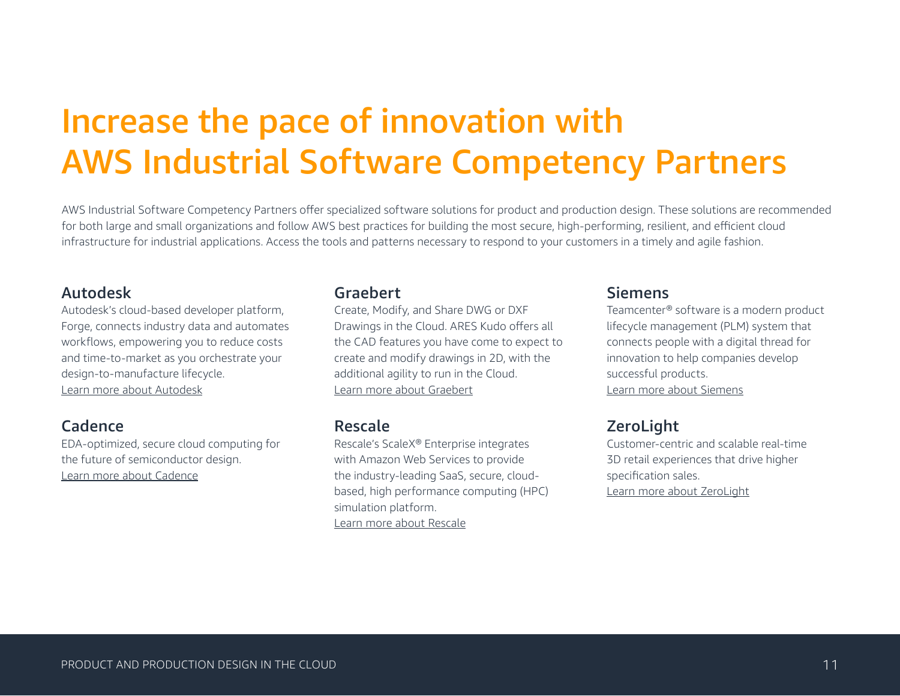# Increase the pace of innovation with AWS Industrial Software Competency Partners

AWS Industrial Software Competency Partners offer specialized software solutions for product and production design. These solutions are recommended for both large and small organizations and follow AWS best practices for building the most secure, high-performing, resilient, and efficient cloud infrastructure for industrial applications. Access the tools and patterns necessary to respond to your customers in a timely and agile fashion.

### Autodesk

Autodesk's cloud-based developer platform, Forge, connects industry data and automates workflows, empowering you to reduce costs and time-to-market as you orchestrate your design-to-manufacture lifecycle.
Learn more about Autodesk

### Cadence

EDA-optimized, secure cloud computing for the future of semiconductor design.
Learn more about Cadence

### Graebert

Create, Modify, and Share DWG or DXF Drawings in the Cloud. ARES Kudo offers all the CAD features you have come to expect to create and modify drawings in 2D, with the additional agility to run in the Cloud.
Learn more about Graebert

### Rescale

Rescale's ScaleX® Enterprise integrates with Amazon Web Services to provide the industry-leading SaaS, secure, cloud-based, high performance computing (HPC) simulation platform.
Learn more about Rescale

### Siemens

Teamcenter® software is a modern product lifecycle management (PLM) system that connects people with a digital thread for innovation to help companies develop successful products.
Learn more about Siemens

### ZeroLight

Customer-centric and scalable real-time 3D retail experiences that drive higher specification sales.
Learn more about ZeroLight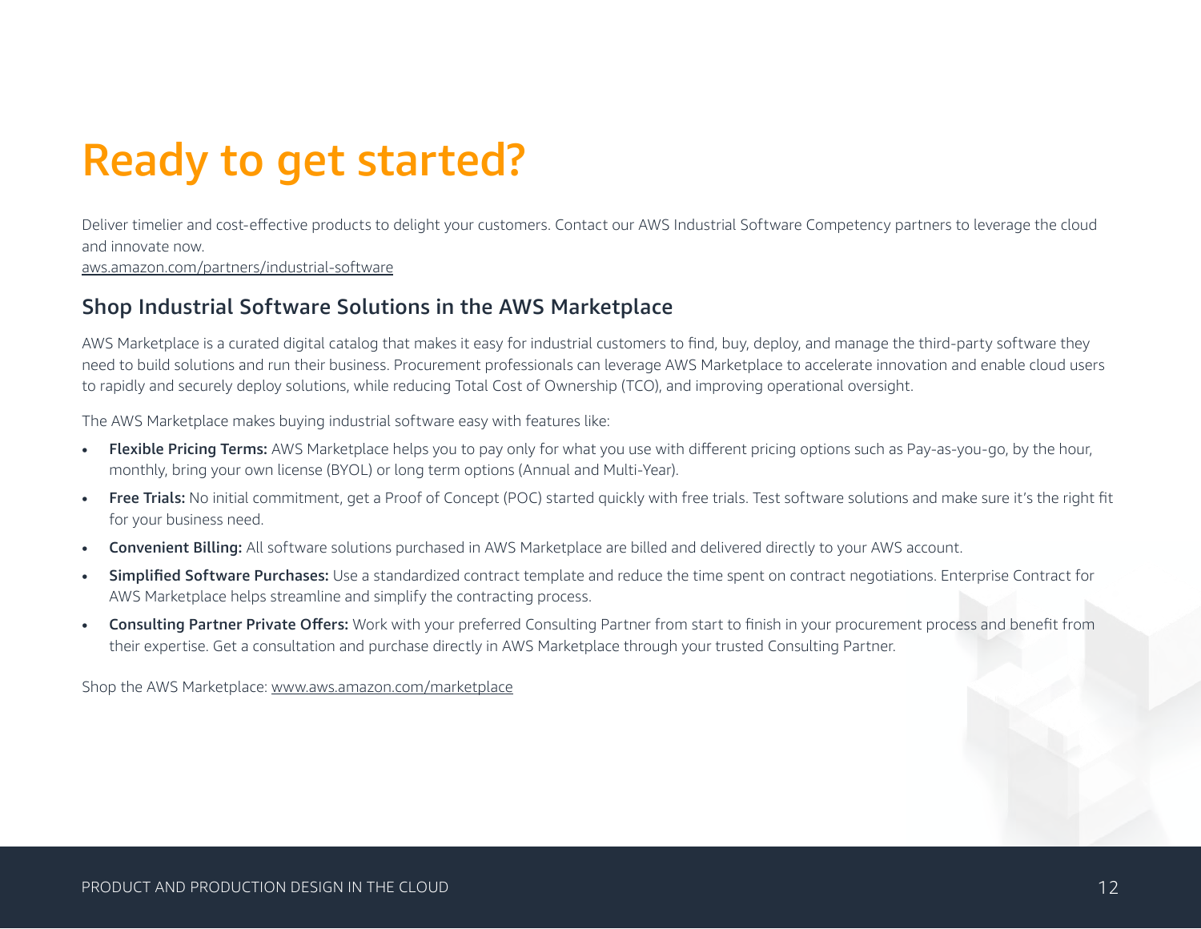# Ready to get started?

Deliver timelier and cost-effective products to delight your customers. Contact our AWS Industrial Software Competency partners to leverage the cloud and innovate now.
aws.amazon.com/partners/industrial-software

## Shop Industrial Software Solutions in the AWS Marketplace

AWS Marketplace is a curated digital catalog that makes it easy for industrial customers to find, buy, deploy, and manage the third-party software they need to build solutions and run their business. Procurement professionals can leverage AWS Marketplace to accelerate innovation and enable cloud users to rapidly and securely deploy solutions, while reducing Total Cost of Ownership (TCO), and improving operational oversight.

The AWS Marketplace makes buying industrial software easy with features like:

- **Flexible Pricing Terms:** AWS Marketplace helps you to pay only for what you use with different pricing options such as Pay-as-you-go, by the hour, monthly, bring your own license (BYOL) or long term options (Annual and Multi-Year).
- **Free Trials:** No initial commitment, get a Proof of Concept (POC) started quickly with free trials. Test software solutions and make sure it's the right fit for your business need.
- **Convenient Billing:** All software solutions purchased in AWS Marketplace are billed and delivered directly to your AWS account.
- **Simplified Software Purchases:** Use a standardized contract template and reduce the time spent on contract negotiations. Enterprise Contract for AWS Marketplace helps streamline and simplify the contracting process.
- **Consulting Partner Private Offers:** Work with your preferred Consulting Partner from start to finish in your procurement process and benefit from their expertise. Get a consultation and purchase directly in AWS Marketplace through your trusted Consulting Partner.

Shop the AWS Marketplace: www.aws.amazon.com/marketplace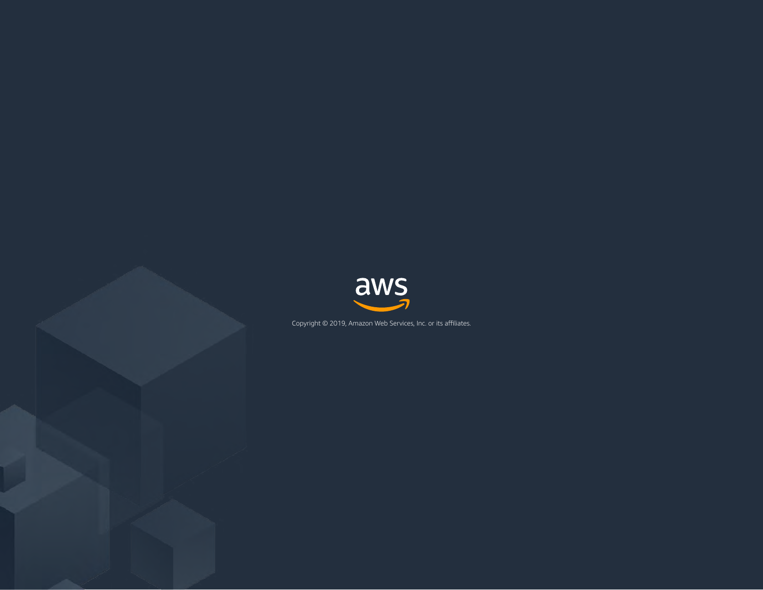aws

Copyright © 2019, Amazon Web Services, Inc. or its affiliates.